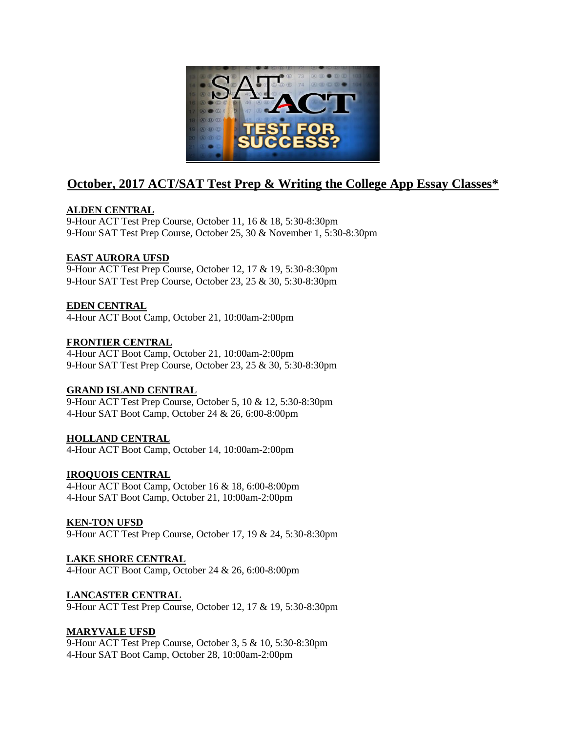## October, 2017 ACT/SAT Test Prep & Writing the College App Essay Classes*

**ALDEN CENTRAL**
9-Hour ACT Test Prep Course, October 11, 16 & 18, 5:30-8:30pm
9-Hour SAT Test Prep Course, October 25, 30 & November 1, 5:30-8:30pm

**EAST AURORA UFSD**
9-Hour ACT Test Prep Course, October 12, 17 & 19, 5:30-8:30pm
9-Hour SAT Test Prep Course, October 23, 25 & 30, 5:30-8:30pm

**EDEN CENTRAL**
4-Hour ACT Boot Camp, October 21, 10:00am-2:00pm

**FRONTIER CENTRAL**
4-Hour ACT Boot Camp, October 21, 10:00am-2:00pm
9-Hour SAT Test Prep Course, October 23, 25 & 30, 5:30-8:30pm

**GRAND ISLAND CENTRAL**
9-Hour ACT Test Prep Course, October 5, 10 & 12, 5:30-8:30pm
4-Hour SAT Boot Camp, October 24 & 26, 6:00-8:00pm

**HOLLAND CENTRAL**
4-Hour ACT Boot Camp, October 14, 10:00am-2:00pm

**IROQUOIS CENTRAL**
4-Hour ACT Boot Camp, October 16 & 18, 6:00-8:00pm
4-Hour SAT Boot Camp, October 21, 10:00am-2:00pm

**KEN-TON UFSD**
9-Hour ACT Test Prep Course, October 17, 19 & 24, 5:30-8:30pm

**LAKE SHORE CENTRAL**
4-Hour ACT Boot Camp, October 24 & 26, 6:00-8:00pm

**LANCASTER CENTRAL**
9-Hour ACT Test Prep Course, October 12, 17 & 19, 5:30-8:30pm

**MARYVALE UFSD**
9-Hour ACT Test Prep Course, October 3, 5 & 10, 5:30-8:30pm
4-Hour SAT Boot Camp, October 28, 10:00am-2:00pm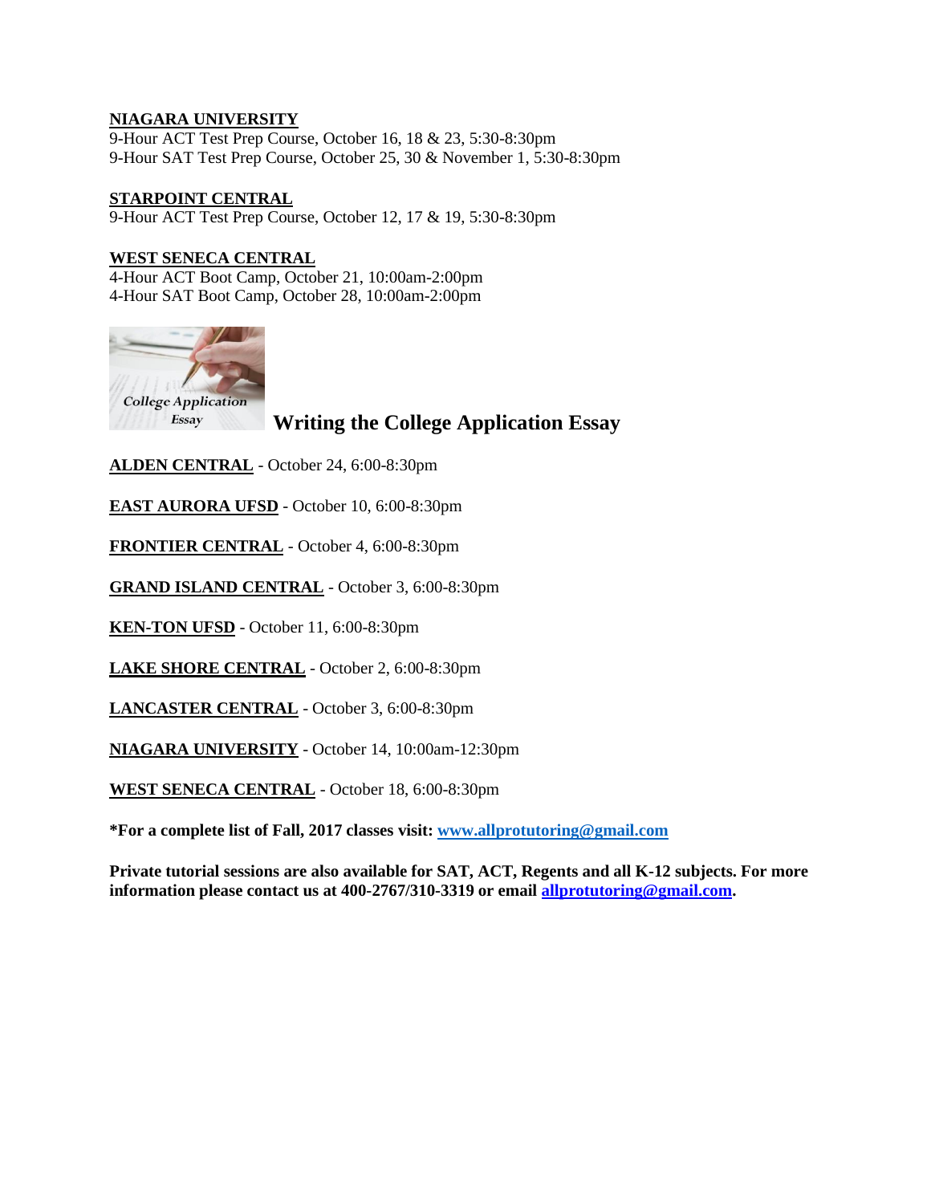**NIAGARA UNIVERSITY**
9-Hour ACT Test Prep Course, October 16, 18 & 23, 5:30-8:30pm
9-Hour SAT Test Prep Course, October 25, 30 & November 1, 5:30-8:30pm

**STARPOINT CENTRAL**
9-Hour ACT Test Prep Course, October 12, 17 & 19, 5:30-8:30pm

**WEST SENECA CENTRAL**
4-Hour ACT Boot Camp, October 21, 10:00am-2:00pm
4-Hour SAT Boot Camp, October 28, 10:00am-2:00pm

## Writing the College Application Essay

**ALDEN CENTRAL** - October 24, 6:00-8:30pm

**EAST AURORA UFSD** - October 10, 6:00-8:30pm

**FRONTIER CENTRAL** - October 4, 6:00-8:30pm

**GRAND ISLAND CENTRAL** - October 3, 6:00-8:30pm

**KEN-TON UFSD** - October 11, 6:00-8:30pm

**LAKE SHORE CENTRAL** - October 2, 6:00-8:30pm

**LANCASTER CENTRAL** - October 3, 6:00-8:30pm

**NIAGARA UNIVERSITY** - October 14, 10:00am-12:30pm

**WEST SENECA CENTRAL** - October 18, 6:00-8:30pm

**\*For a complete list of Fall, 2017 classes visit: www.allprotutoring@gmail.com**

**Private tutorial sessions are also available for SAT, ACT, Regents and all K-12 subjects. For more information please contact us at 400-2767/310-3319 or email allprotutoring@gmail.com.**